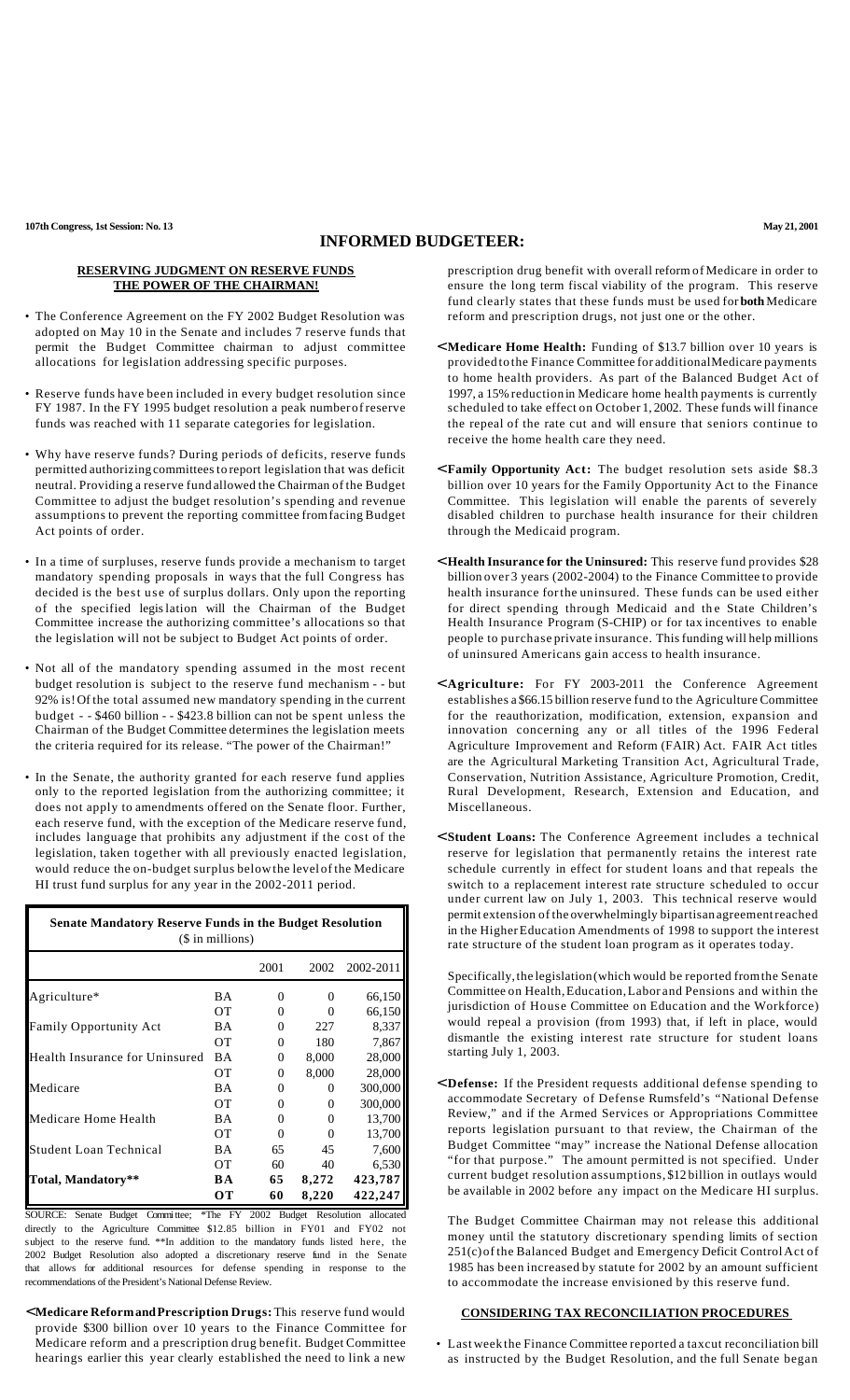# INFORMED BUDGETEER:

107th Congress, 1st Session: No. 13 — May 21, 2001

## RESERVING JUDGMENT ON RESERVE FUNDS THE POWER OF THE CHAIRMAN!

- The Conference Agreement on the FY 2002 Budget Resolution was adopted on May 10 in the Senate and includes 7 reserve funds that permit the Budget Committee chairman to adjust committee allocations for legislation addressing specific purposes.
- Reserve funds have been included in every budget resolution since FY 1987. In the FY 1995 budget resolution a peak number of reserve funds was reached with 11 separate categories for legislation.
- Why have reserve funds? During periods of deficits, reserve funds permitted authorizing committees to report legislation that was deficit neutral. Providing a reserve fund allowed the Chairman of the Budget Committee to adjust the budget resolution's spending and revenue assumptions to prevent the reporting committee from facing Budget Act points of order.
- In a time of surpluses, reserve funds provide a mechanism to target mandatory spending proposals in ways that the full Congress has decided is the best use of surplus dollars. Only upon the reporting of the specified legislation will the Chairman of the Budget Committee increase the authorizing committee's allocations so that the legislation will not be subject to Budget Act points of order.
- Not all of the mandatory spending assumed in the most recent budget resolution is subject to the reserve fund mechanism - - but 92% is! Of the total assumed new mandatory spending in the current budget - - $460 billion - - $423.8 billion can not be spent unless the Chairman of the Budget Committee determines the legislation meets the criteria required for its release. "The power of the Chairman!"
- In the Senate, the authority granted for each reserve fund applies only to the reported legislation from the authorizing committee; it does not apply to amendments offered on the Senate floor. Further, each reserve fund, with the exception of the Medicare reserve fund, includes language that prohibits any adjustment if the cost of the legislation, taken together with all previously enacted legislation, would reduce the on-budget surplus below the level of the Medicare HI trust fund surplus for any year in the 2002-2011 period.

**Senate Mandatory Reserve Funds in the Budget Resolution**
($ in millions)

| | | 2001 | 2002 | 2002-2011 |
|---|---|---|---|---|
| Agriculture* | BA | 0 | 0 | 66,150 |
| | OT | 0 | 0 | 66,150 |
| Family Opportunity Act | BA | 0 | 227 | 8,337 |
| | OT | 0 | 180 | 7,867 |
| Health Insurance for Uninsured | BA | 0 | 8,000 | 28,000 |
| | OT | 0 | 8,000 | 28,000 |
| Medicare | BA | 0 | 0 | 300,000 |
| | OT | 0 | 0 | 300,000 |
| Medicare Home Health | BA | 0 | 0 | 13,700 |
| | OT | 0 | 0 | 13,700 |
| Student Loan Technical | BA | 65 | 45 | 7,600 |
| | OT | 60 | 40 | 6,530 |
| **Total, Mandatory**** | **BA** | **65** | **8,272** | **423,787** |
| | **OT** | **60** | **8,220** | **422,247** |

SOURCE: Senate Budget Committee; *The FY 2002 Budget Resolution allocated directly to the Agriculture Committee $12.85 billion in FY01 and FY02 not subject to the reserve fund. **In addition to the mandatory funds listed here, the 2002 Budget Resolution also adopted a discretionary reserve fund in the Senate that allows for additional resources for defense spending in response to the recommendations of the President's National Defense Review.

- **Medicare Reform and Prescription Drugs:** This reserve fund would provide $300 billion over 10 years to the Finance Committee for Medicare reform and a prescription drug benefit. Budget Committee hearings earlier this year clearly established the need to link a new prescription drug benefit with overall reform of Medicare in order to ensure the long term fiscal viability of the program. This reserve fund clearly states that these funds must be used for **both** Medicare reform and prescription drugs, not just one or the other.
- **Medicare Home Health:** Funding of $13.7 billion over 10 years is provided to the Finance Committee for additional Medicare payments to home health providers. As part of the Balanced Budget Act of 1997, a 15% reduction in Medicare home health payments is currently scheduled to take effect on October 1, 2002. These funds will finance the repeal of the rate cut and will ensure that seniors continue to receive the home health care they need.
- **Family Opportunity Act:** The budget resolution sets aside $8.3 billion over 10 years for the Family Opportunity Act to the Finance Committee. This legislation will enable the parents of severely disabled children to purchase health insurance for their children through the Medicaid program.
- **Health Insurance for the Uninsured:** This reserve fund provides $28 billion over 3 years (2002-2004) to the Finance Committee to provide health insurance for the uninsured. These funds can be used either for direct spending through Medicaid and the State Children's Health Insurance Program (S-CHIP) or for tax incentives to enable people to purchase private insurance. This funding will help millions of uninsured Americans gain access to health insurance.
- **Agriculture:** For FY 2003-2011 the Conference Agreement establishes a $66.15 billion reserve fund to the Agriculture Committee for the reauthorization, modification, extension, expansion and innovation concerning any or all titles of the 1996 Federal Agriculture Improvement and Reform (FAIR) Act. FAIR Act titles are the Agricultural Marketing Transition Act, Agricultural Trade, Conservation, Nutrition Assistance, Agriculture Promotion, Credit, Rural Development, Research, Extension and Education, and Miscellaneous.
- **Student Loans:** The Conference Agreement includes a technical reserve for legislation that permanently retains the interest rate schedule currently in effect for student loans and that repeals the switch to a replacement interest rate structure scheduled to occur under current law on July 1, 2003. This technical reserve would permit extension of the overwhelmingly bipartisan agreement reached in the Higher Education Amendments of 1998 to support the interest rate structure of the student loan program as it operates today.

  Specifically, the legislation (which would be reported from the Senate Committee on Health, Education, Labor and Pensions and within the jurisdiction of House Committee on Education and the Workforce) would repeal a provision (from 1993) that, if left in place, would dismantle the existing interest rate structure for student loans starting July 1, 2003.
- **Defense:** If the President requests additional defense spending to accommodate Secretary of Defense Rumsfeld's "National Defense Review," and if the Armed Services or Appropriations Committee reports legislation pursuant to that review, the Chairman of the Budget Committee "may" increase the National Defense allocation "for that purpose." The amount permitted is not specified. Under current budget resolution assumptions, $12 billion in outlays would be available in 2002 before any impact on the Medicare HI surplus.

  The Budget Committee Chairman may not release this additional money until the statutory discretionary spending limits of section 251(c) of the Balanced Budget and Emergency Deficit Control Act of 1985 has been increased by statute for 2002 by an amount sufficient to accommodate the increase envisioned by this reserve fund.

## CONSIDERING TAX RECONCILIATION PROCEDURES

- Last week the Finance Committee reported a tax cut reconciliation bill as instructed by the Budget Resolution, and the full Senate began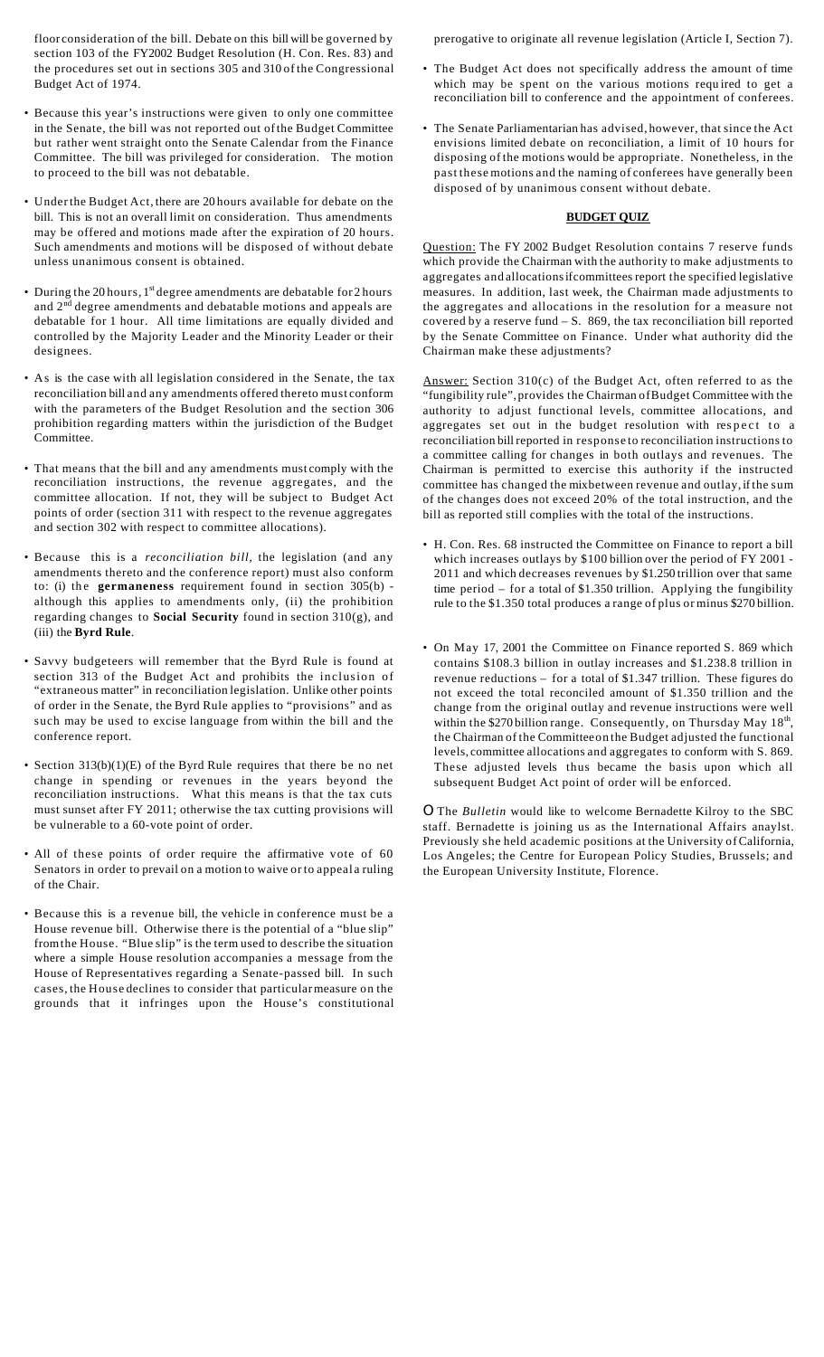floor consideration of the bill. Debate on this bill will be governed by section 103 of the FY2002 Budget Resolution (H. Con. Res. 83) and the procedures set out in sections 305 and 310 of the Congressional Budget Act of 1974.

- Because this year's instructions were given to only one committee in the Senate, the bill was not reported out of the Budget Committee but rather went straight onto the Senate Calendar from the Finance Committee. The bill was privileged for consideration. The motion to proceed to the bill was not debatable.

- Under the Budget Act, there are 20 hours available for debate on the bill. This is not an overall limit on consideration. Thus amendments may be offered and motions made after the expiration of 20 hours. Such amendments and motions will be disposed of without debate unless unanimous consent is obtained.

- During the 20 hours, 1st degree amendments are debatable for 2 hours and 2nd degree amendments and debatable motions and appeals are debatable for 1 hour. All time limitations are equally divided and controlled by the Majority Leader and the Minority Leader or their designees.

- As is the case with all legislation considered in the Senate, the tax reconciliation bill and any amendments offered thereto must conform with the parameters of the Budget Resolution and the section 306 prohibition regarding matters within the jurisdiction of the Budget Committee.

- That means that the bill and any amendments must comply with the reconciliation instructions, the revenue aggregates, and the committee allocation. If not, they will be subject to Budget Act points of order (section 311 with respect to the revenue aggregates and section 302 with respect to committee allocations).

- Because this is a *reconciliation bill*, the legislation (and any amendments thereto and the conference report) must also conform to: (i) the **germaneness** requirement found in section 305(b) - although this applies to amendments only, (ii) the prohibition regarding changes to **Social Security** found in section 310(g), and (iii) the **Byrd Rule**.

- Savvy budgeteers will remember that the Byrd Rule is found at section 313 of the Budget Act and prohibits the inclusion of "extraneous matter" in reconciliation legislation. Unlike other points of order in the Senate, the Byrd Rule applies to "provisions" and as such may be used to excise language from within the bill and the conference report.

- Section 313(b)(1)(E) of the Byrd Rule requires that there be no net change in spending or revenues in the years beyond the reconciliation instructions. What this means is that the tax cuts must sunset after FY 2011; otherwise the tax cutting provisions will be vulnerable to a 60-vote point of order.

- All of these points of order require the affirmative vote of 60 Senators in order to prevail on a motion to waive or to appeal a ruling of the Chair.

- Because this is a revenue bill, the vehicle in conference must be a House revenue bill. Otherwise there is the potential of a "blue slip" from the House. "Blue slip" is the term used to describe the situation where a simple House resolution accompanies a message from the House of Representatives regarding a Senate-passed bill. In such cases, the House declines to consider that particular measure on the grounds that it infringes upon the House's constitutional prerogative to originate all revenue legislation (Article I, Section 7).

- The Budget Act does not specifically address the amount of time which may be spent on the various motions required to get a reconciliation bill to conference and the appointment of conferees.

- The Senate Parliamentarian has advised, however, that since the Act envisions limited debate on reconciliation, a limit of 10 hours for disposing of the motions would be appropriate. Nonetheless, in the past these motions and the naming of conferees have generally been disposed of by unanimous consent without debate.

## BUDGET QUIZ

Question: The FY 2002 Budget Resolution contains 7 reserve funds which provide the Chairman with the authority to make adjustments to aggregates and allocations if committees report the specified legislative measures. In addition, last week, the Chairman made adjustments to the aggregates and allocations in the resolution for a measure not covered by a reserve fund – S. 869, the tax reconciliation bill reported by the Senate Committee on Finance. Under what authority did the Chairman make these adjustments?

Answer: Section 310(c) of the Budget Act, often referred to as the "fungibility rule", provides the Chairman of Budget Committee with the authority to adjust functional levels, committee allocations, and aggregates set out in the budget resolution with respect to a reconciliation bill reported in response to reconciliation instructions to a committee calling for changes in both outlays and revenues. The Chairman is permitted to exercise this authority if the instructed committee has changed the mix between revenue and outlay, if the sum of the changes does not exceed 20% of the total instruction, and the bill as reported still complies with the total of the instructions.

- H. Con. Res. 68 instructed the Committee on Finance to report a bill which increases outlays by $100 billion over the period of FY 2001 - 2011 and which decreases revenues by $1.250 trillion over that same time period – for a total of $1.350 trillion. Applying the fungibility rule to the $1.350 total produces a range of plus or minus $270 billion.

- On May 17, 2001 the Committee on Finance reported S. 869 which contains $108.3 billion in outlay increases and $1.238.8 trillion in revenue reductions – for a total of $1.347 trillion. These figures do not exceed the total reconciled amount of $1.350 trillion and the change from the original outlay and revenue instructions were well within the $270 billion range. Consequently, on Thursday May 18th, the Chairman of the Committee on the Budget adjusted the functional levels, committee allocations and aggregates to conform with S. 869. These adjusted levels thus became the basis upon which all subsequent Budget Act point of order will be enforced.

O The *Bulletin* would like to welcome Bernadette Kilroy to the SBC staff. Bernadette is joining us as the International Affairs anaylst. Previously she held academic positions at the University of California, Los Angeles; the Centre for European Policy Studies, Brussels; and the European University Institute, Florence.